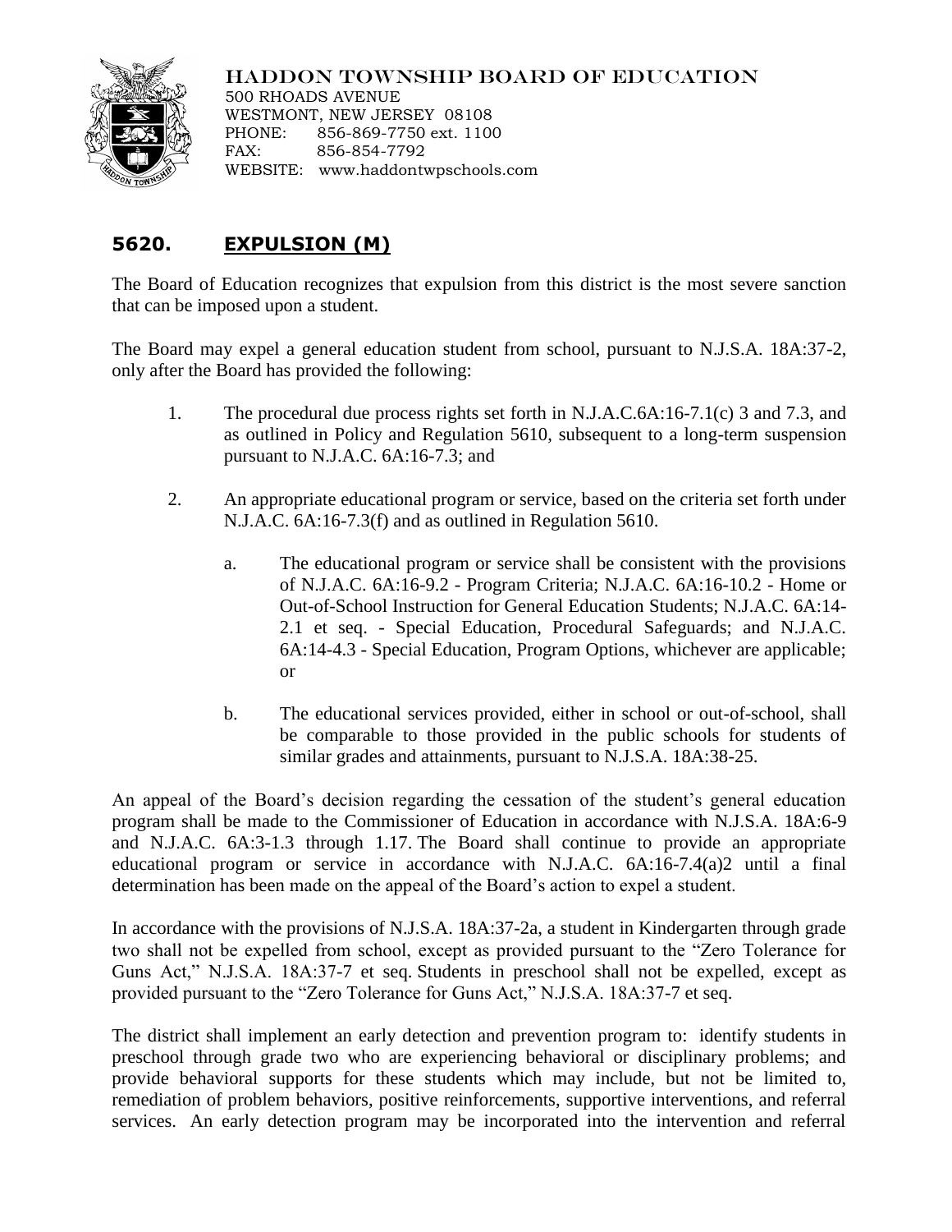HADDON TOWNSHIP BOARD OF EDUCATION
500 RHOADS AVENUE
WESTMONT, NEW JERSEY 08108
PHONE: 856-869-7750 ext. 1100
FAX: 856-854-7792
WEBSITE: www.haddontwpschools.com

## 5620. EXPULSION (M)

The Board of Education recognizes that expulsion from this district is the most severe sanction that can be imposed upon a student.

The Board may expel a general education student from school, pursuant to N.J.S.A. 18A:37-2, only after the Board has provided the following:

1. The procedural due process rights set forth in N.J.A.C.6A:16-7.1(c) 3 and 7.3, and as outlined in Policy and Regulation 5610, subsequent to a long-term suspension pursuant to N.J.A.C. 6A:16-7.3; and

2. An appropriate educational program or service, based on the criteria set forth under N.J.A.C. 6A:16-7.3(f) and as outlined in Regulation 5610.

   a. The educational program or service shall be consistent with the provisions of N.J.A.C. 6A:16-9.2 - Program Criteria; N.J.A.C. 6A:16-10.2 - Home or Out-of-School Instruction for General Education Students; N.J.A.C. 6A:14-2.1 et seq. - Special Education, Procedural Safeguards; and N.J.A.C. 6A:14-4.3 - Special Education, Program Options, whichever are applicable; or

   b. The educational services provided, either in school or out-of-school, shall be comparable to those provided in the public schools for students of similar grades and attainments, pursuant to N.J.S.A. 18A:38-25.

An appeal of the Board's decision regarding the cessation of the student's general education program shall be made to the Commissioner of Education in accordance with N.J.S.A. 18A:6-9 and N.J.A.C. 6A:3-1.3 through 1.17. The Board shall continue to provide an appropriate educational program or service in accordance with N.J.A.C. 6A:16-7.4(a)2 until a final determination has been made on the appeal of the Board's action to expel a student.

In accordance with the provisions of N.J.S.A. 18A:37-2a, a student in Kindergarten through grade two shall not be expelled from school, except as provided pursuant to the "Zero Tolerance for Guns Act," N.J.S.A. 18A:37-7 et seq. Students in preschool shall not be expelled, except as provided pursuant to the "Zero Tolerance for Guns Act," N.J.S.A. 18A:37-7 et seq.

The district shall implement an early detection and prevention program to: identify students in preschool through grade two who are experiencing behavioral or disciplinary problems; and provide behavioral supports for these students which may include, but not be limited to, remediation of problem behaviors, positive reinforcements, supportive interventions, and referral services. An early detection program may be incorporated into the intervention and referral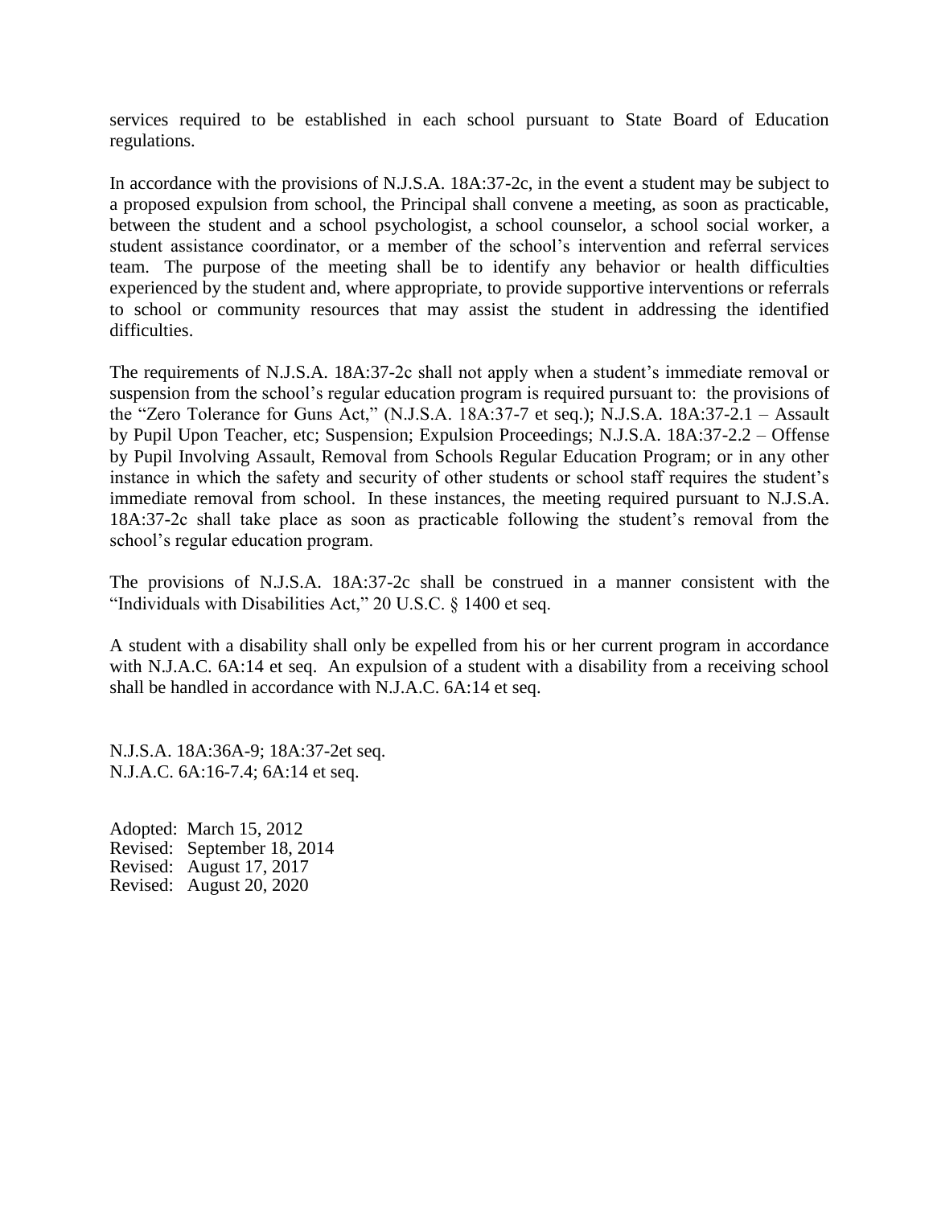services required to be established in each school pursuant to State Board of Education regulations.

In accordance with the provisions of N.J.S.A. 18A:37-2c, in the event a student may be subject to a proposed expulsion from school, the Principal shall convene a meeting, as soon as practicable, between the student and a school psychologist, a school counselor, a school social worker, a student assistance coordinator, or a member of the school's intervention and referral services team. The purpose of the meeting shall be to identify any behavior or health difficulties experienced by the student and, where appropriate, to provide supportive interventions or referrals to school or community resources that may assist the student in addressing the identified difficulties.

The requirements of N.J.S.A. 18A:37-2c shall not apply when a student's immediate removal or suspension from the school's regular education program is required pursuant to: the provisions of the "Zero Tolerance for Guns Act," (N.J.S.A. 18A:37-7 et seq.); N.J.S.A. 18A:37-2.1 – Assault by Pupil Upon Teacher, etc; Suspension; Expulsion Proceedings; N.J.S.A. 18A:37-2.2 – Offense by Pupil Involving Assault, Removal from Schools Regular Education Program; or in any other instance in which the safety and security of other students or school staff requires the student's immediate removal from school. In these instances, the meeting required pursuant to N.J.S.A. 18A:37-2c shall take place as soon as practicable following the student's removal from the school's regular education program.

The provisions of N.J.S.A. 18A:37-2c shall be construed in a manner consistent with the "Individuals with Disabilities Act," 20 U.S.C. § 1400 et seq.

A student with a disability shall only be expelled from his or her current program in accordance with N.J.A.C. 6A:14 et seq. An expulsion of a student with a disability from a receiving school shall be handled in accordance with N.J.A.C. 6A:14 et seq.

N.J.S.A. 18A:36A-9; 18A:37-2et seq.
N.J.A.C. 6A:16-7.4; 6A:14 et seq.

Adopted: March 15, 2012
Revised: September 18, 2014
Revised: August 17, 2017
Revised: August 20, 2020